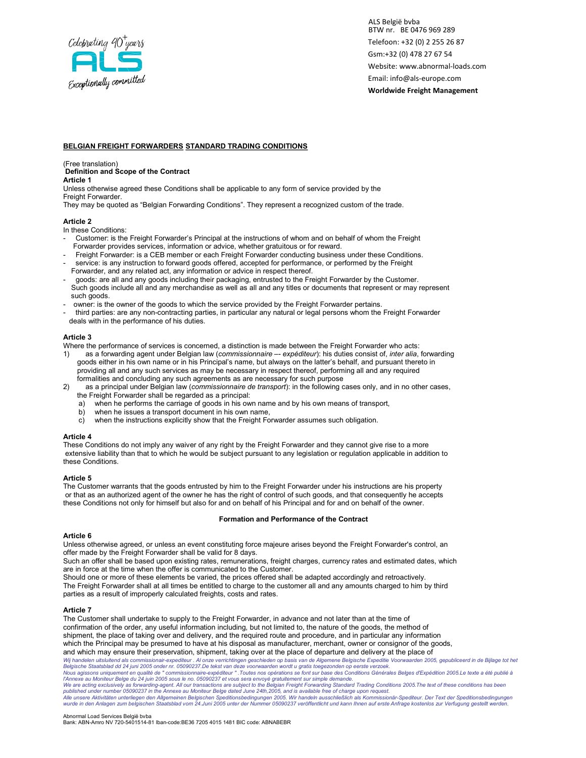ALS België bvba
BTW nr. BE 0476 969 289
Telefoon: +32 (0) 2 255 26 87
Gsm:+32 (0) 478 27 67 54
Website: www.abnormal-loads.com
Email: info@als-europe.com
**Worldwide Freight Management**

# BELGIAN FREIGHT FORWARDERS STANDARD TRADING CONDITIONS

(Free translation)

## Definition and Scope of the Contract

**Article 1**

Unless otherwise agreed these Conditions shall be applicable to any form of service provided by the Freight Forwarder.
They may be quoted as "Belgian Forwarding Conditions". They represent a recognized custom of the trade.

**Article 2**

In these Conditions:

- Customer: is the Freight Forwarder's Principal at the instructions of whom and on behalf of whom the Freight Forwarder provides services, information or advice, whether gratuitous or for reward.
- Freight Forwarder: is a CEB member or each Freight Forwarder conducting business under these Conditions.
- service: is any instruction to forward goods offered, accepted for performance, or performed by the Freight Forwarder, and any related act, any information or advice in respect thereof.
- goods: are all and any goods including their packaging, entrusted to the Freight Forwarder by the Customer. Such goods include all and any merchandise as well as all and any titles or documents that represent or may represent such goods.
- owner: is the owner of the goods to which the service provided by the Freight Forwarder pertains.
- third parties: are any non-contracting parties, in particular any natural or legal persons whom the Freight Forwarder deals with in the performance of his duties.

**Article 3**

Where the performance of services is concerned, a distinction is made between the Freight Forwarder who acts:

1) as a forwarding agent under Belgian law (*commissionnaire –- expéditeur*): his duties consist of, *inter alia*, forwarding goods either in his own name or in his Principal's name, but always on the latter's behalf, and pursuant thereto in providing all and any such services as may be necessary in respect thereof, performing all and any required formalities and concluding any such agreements as are necessary for such purpose
2) as a principal under Belgian law (*commissionnaire de transport*): in the following cases only, and in no other cases, the Freight Forwarder shall be regarded as a principal:
   a) when he performs the carriage of goods in his own name and by his own means of transport,
   b) when he issues a transport document in his own name,
   c) when the instructions explicitly show that the Freight Forwarder assumes such obligation.

**Article 4**

These Conditions do not imply any waiver of any right by the Freight Forwarder and they cannot give rise to a more extensive liability than that to which he would be subject pursuant to any legislation or regulation applicable in addition to these Conditions.

**Article 5**

The Customer warrants that the goods entrusted by him to the Freight Forwarder under his instructions are his property or that as an authorized agent of the owner he has the right of control of such goods, and that consequently he accepts these Conditions not only for himself but also for and on behalf of his Principal and for and on behalf of the owner.

## Formation and Performance of the Contract

**Article 6**

Unless otherwise agreed, or unless an event constituting force majeure arises beyond the Freight Forwarder's control, an offer made by the Freight Forwarder shall be valid for 8 days.
Such an offer shall be based upon existing rates, remunerations, freight charges, currency rates and estimated dates, which are in force at the time when the offer is communicated to the Customer.
Should one or more of these elements be varied, the prices offered shall be adapted accordingly and retroactively.
The Freight Forwarder shall at all times be entitled to charge to the customer all and any amounts charged to him by third parties as a result of improperly calculated freights, costs and rates.

**Article 7**

The Customer shall undertake to supply to the Freight Forwarder, in advance and not later than at the time of confirmation of the order, any useful information including, but not limited to, the nature of the goods, the method of shipment, the place of taking over and delivery, and the required route and procedure, and in particular any information which the Principal may be presumed to have at his disposal as manufacturer, merchant, owner or consignor of the goods, and which may ensure their preservation, shipment, taking over at the place of departure and delivery at the place of

*Wij handelen uitsluitend als commissionair-expediteur . Al onze verrichtingen geschieden op basis van de Algemene Belgische Expeditie Voorwaarden 2005, gepubliceerd in de Bijlage tot het Belgische Staatsblad dd 24 juni 2005 onder nr. 05090237.De tekst van deze voorwaarden wordt u gratis toegezonden op eerste verzoek.*
*Nous agissons uniquement en qualité de " commissionnaire-expéditeur " .Toutes nos opérations se font sur base des Conditions Générales Belges d'Expédition 2005.Le texte a été publié à l'Annexe au Moniteur Belge du 24 juin 2005 sous le no. 05090237 et vous sera envoyé gratuitement sur simple demande.*
*We are acting exclusively as forwarding-agent. All our transactions are subject to the Belgian Freight Forwarding Standard Trading Conditions 2005.The text of these conditions has been published under number 05090237 in the Annexe au Moniteur Belge dated June 24th,2005, and is available free of charge upon request.*
*Alle unsere Aktivitäten unterliegen den Allgemeinen Belgischen Speditionsbedingungen 2005. Wir handeln ausschließlich als Kommissionär-Spediteur. Der Text der Speditionsbedingungen wurde in den Anlagen zum belgischen Staatsblad vom 24.Juni 2005 unter der Nummer 05090237 veröffentlicht und kann Ihnen auf erste Anfrage kostenlos zur Verfugung gestellt werden.*

Abnormal Load Services België bvba
Bank: ABN-Amro NV 720-5401514-81 Iban-code:BE36 7205 4015 1481 BIC code: ABNABEBR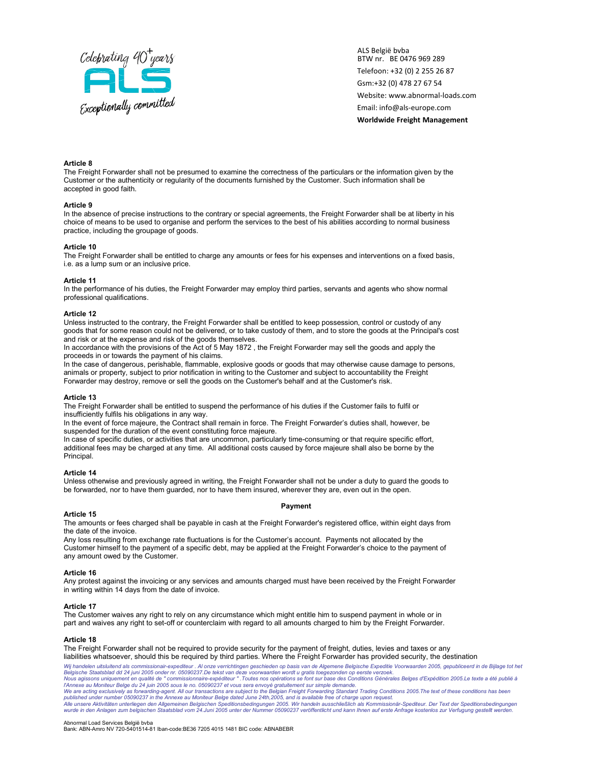ALS België bvba
BTW nr. BE 0476 969 289
Telefoon: +32 (0) 2 255 26 87
Gsm:+32 (0) 478 27 67 54
Website: www.abnormal-loads.com
Email: info@als-europe.com
**Worldwide Freight Management**

**Article 8**
The Freight Forwarder shall not be presumed to examine the correctness of the particulars or the information given by the Customer or the authenticity or regularity of the documents furnished by the Customer. Such information shall be accepted in good faith.

**Article 9**
In the absence of precise instructions to the contrary or special agreements, the Freight Forwarder shall be at liberty in his choice of means to be used to organise and perform the services to the best of his abilities according to normal business practice, including the groupage of goods.

**Article 10**
The Freight Forwarder shall be entitled to charge any amounts or fees for his expenses and interventions on a fixed basis, i.e. as a lump sum or an inclusive price.

**Article 11**
In the performance of his duties, the Freight Forwarder may employ third parties, servants and agents who show normal professional qualifications.

**Article 12**
Unless instructed to the contrary, the Freight Forwarder shall be entitled to keep possession, control or custody of any goods that for some reason could not be delivered, or to take custody of them, and to store the goods at the Principal's cost and risk or at the expense and risk of the goods themselves.
In accordance with the provisions of the Act of 5 May 1872 , the Freight Forwarder may sell the goods and apply the proceeds in or towards the payment of his claims.
In the case of dangerous, perishable, flammable, explosive goods or goods that may otherwise cause damage to persons, animals or property, subject to prior notification in writing to the Customer and subject to accountability the Freight Forwarder may destroy, remove or sell the goods on the Customer's behalf and at the Customer's risk.

**Article 13**
The Freight Forwarder shall be entitled to suspend the performance of his duties if the Customer fails to fulfil or insufficiently fulfils his obligations in any way.
In the event of force majeure, the Contract shall remain in force. The Freight Forwarder's duties shall, however, be suspended for the duration of the event constituting force majeure.
In case of specific duties, or activities that are uncommon, particularly time-consuming or that require specific effort, additional fees may be charged at any time. All additional costs caused by force majeure shall also be borne by the Principal.

**Article 14**
Unless otherwise and previously agreed in writing, the Freight Forwarder shall not be under a duty to guard the goods to be forwarded, nor to have them guarded, nor to have them insured, wherever they are, even out in the open.

**Payment**

**Article 15**
The amounts or fees charged shall be payable in cash at the Freight Forwarder's registered office, within eight days from the date of the invoice.
Any loss resulting from exchange rate fluctuations is for the Customer's account. Payments not allocated by the Customer himself to the payment of a specific debt, may be applied at the Freight Forwarder's choice to the payment of any amount owed by the Customer.

**Article 16**
Any protest against the invoicing or any services and amounts charged must have been received by the Freight Forwarder in writing within 14 days from the date of invoice.

**Article 17**
The Customer waives any right to rely on any circumstance which might entitle him to suspend payment in whole or in part and waives any right to set-off or counterclaim with regard to all amounts charged to him by the Freight Forwarder.

**Article 18**
The Freight Forwarder shall not be required to provide security for the payment of freight, duties, levies and taxes or any liabilities whatsoever, should this be required by third parties. Where the Freight Forwarder has provided security, the destination

*Wij handelen uitsluitend als commissionair-expediteur . Al onze verrichtingen geschieden op basis van de Algemene Belgische Expeditie Voorwaarden 2005, gepubliceerd in de Bijlage tot het Belgische Staatsblad dd 24 juni 2005 onder nr. 05090237.De tekst van deze voorwaarden wordt u gratis toegezonden op eerste verzoek.*
*Nous agissons uniquement en qualité de " commissionnaire-expéditeur " .Toutes nos opérations se font sur base des Conditions Générales Belges d'Expédition 2005.Le texte a été publié à l'Annexe au Moniteur Belge du 24 juin 2005 sous le no. 05090237 et vous sera envoyé gratuitement sur simple demande.*
*We are acting exclusively as forwarding-agent. All our transactions are subject to the Belgian Freight Forwarding Standard Trading Conditions 2005.The text of these conditions has been published under number 05090237 in the Annexe au Moniteur Belge dated June 24th,2005, and is available free of charge upon request.*
*Alle unsere Aktivitäten unterliegen den Allgemeinen Belgischen Speditionsbedingungen 2005. Wir handeln ausschließlich als Kommissionär-Spediteur. Der Text der Speditionsbedingungen wurde in den Anlagen zum belgischen Staatsblad vom 24.Juni 2005 unter der Nummer 05090237 veröffentlicht und kann Ihnen auf erste Anfrage kostenlos zur Verfugung gestellt werden.*

Abnormal Load Services België bvba
Bank: ABN-Amro NV 720-5401514-81 Iban-code:BE36 7205 4015 1481 BIC code: ABNABEBR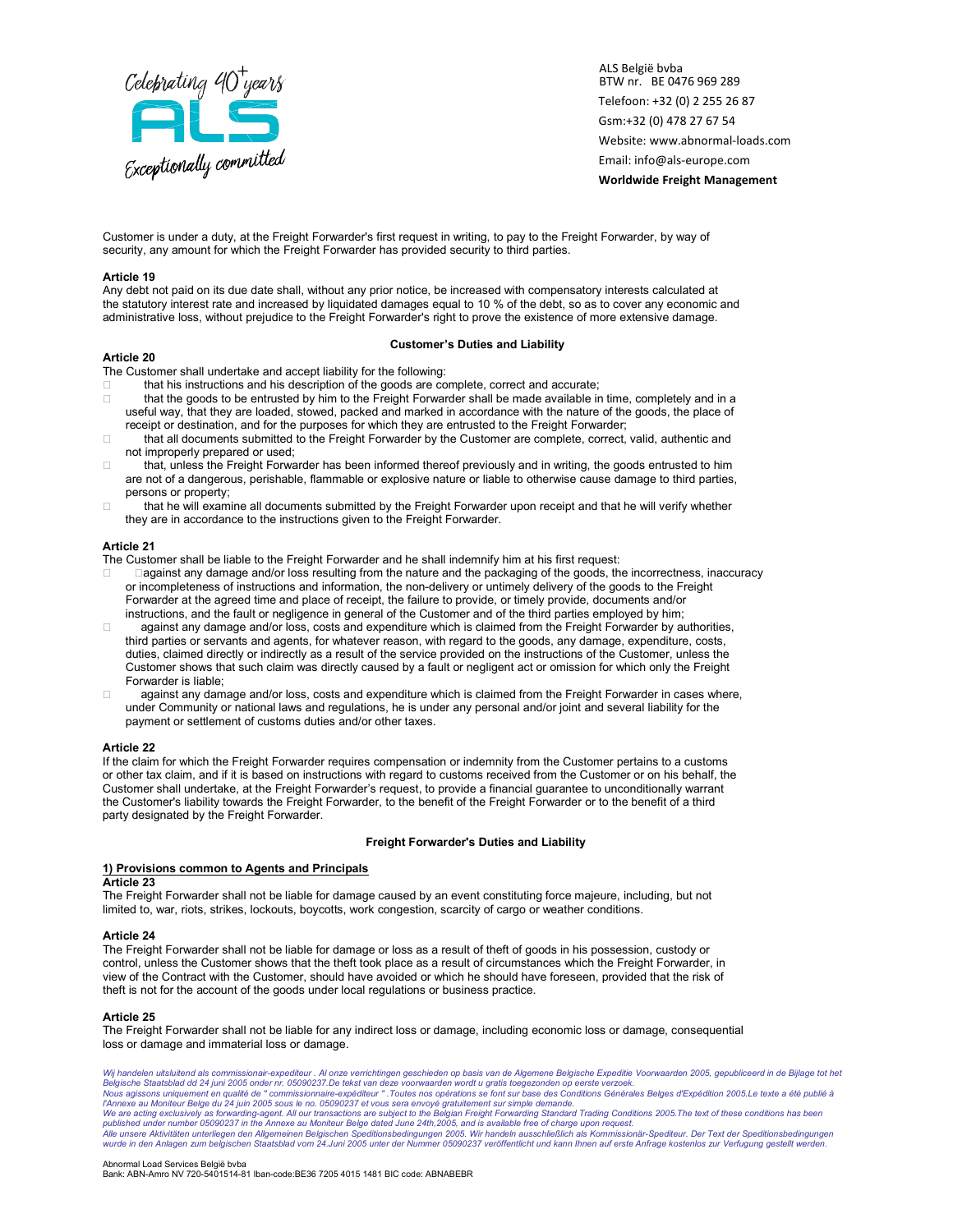Customer is under a duty, at the Freight Forwarder's first request in writing, to pay to the Freight Forwarder, by way of security, any amount for which the Freight Forwarder has provided security to third parties.

**Article 19**

Any debt not paid on its due date shall, without any prior notice, be increased with compensatory interests calculated at the statutory interest rate and increased by liquidated damages equal to 10 % of the debt, so as to cover any economic and administrative loss, without prejudice to the Freight Forwarder's right to prove the existence of more extensive damage.

**Customer's Duties and Liability**

**Article 20**

The Customer shall undertake and accept liability for the following:

- that his instructions and his description of the goods are complete, correct and accurate;
- that the goods to be entrusted by him to the Freight Forwarder shall be made available in time, completely and in a useful way, that they are loaded, stowed, packed and marked in accordance with the nature of the goods, the place of receipt or destination, and for the purposes for which they are entrusted to the Freight Forwarder;
- that all documents submitted to the Freight Forwarder by the Customer are complete, correct, valid, authentic and not improperly prepared or used;
- that, unless the Freight Forwarder has been informed thereof previously and in writing, the goods entrusted to him are not of a dangerous, perishable, flammable or explosive nature or liable to otherwise cause damage to third parties, persons or property;
- that he will examine all documents submitted by the Freight Forwarder upon receipt and that he will verify whether they are in accordance to the instructions given to the Freight Forwarder.

**Article 21**

The Customer shall be liable to the Freight Forwarder and he shall indemnify him at his first request:

- against any damage and/or loss resulting from the nature and the packaging of the goods, the incorrectness, inaccuracy or incompleteness of instructions and information, the non-delivery or untimely delivery of the goods to the Freight Forwarder at the agreed time and place of receipt, the failure to provide, or timely provide, documents and/or instructions, and the fault or negligence in general of the Customer and of the third parties employed by him;
- against any damage and/or loss, costs and expenditure which is claimed from the Freight Forwarder by authorities, third parties or servants and agents, for whatever reason, with regard to the goods, any damage, expenditure, costs, duties, claimed directly or indirectly as a result of the service provided on the instructions of the Customer, unless the Customer shows that such claim was directly caused by a fault or negligent act or omission for which only the Freight Forwarder is liable;
- against any damage and/or loss, costs and expenditure which is claimed from the Freight Forwarder in cases where, under Community or national laws and regulations, he is under any personal and/or joint and several liability for the payment or settlement of customs duties and/or other taxes.

**Article 22**

If the claim for which the Freight Forwarder requires compensation or indemnity from the Customer pertains to a customs or other tax claim, and if it is based on instructions with regard to customs received from the Customer or on his behalf, the Customer shall undertake, at the Freight Forwarder's request, to provide a financial guarantee to unconditionally warrant the Customer's liability towards the Freight Forwarder, to the benefit of the Freight Forwarder or to the benefit of a third party designated by the Freight Forwarder.

**Freight Forwarder's Duties and Liability**

**1) Provisions common to Agents and Principals**

**Article 23**

The Freight Forwarder shall not be liable for damage caused by an event constituting force majeure, including, but not limited to, war, riots, strikes, lockouts, boycotts, work congestion, scarcity of cargo or weather conditions.

**Article 24**

The Freight Forwarder shall not be liable for damage or loss as a result of theft of goods in his possession, custody or control, unless the Customer shows that the theft took place as a result of circumstances which the Freight Forwarder, in view of the Contract with the Customer, should have avoided or which he should have foreseen, provided that the risk of theft is not for the account of the goods under local regulations or business practice.

**Article 25**

The Freight Forwarder shall not be liable for any indirect loss or damage, including economic loss or damage, consequential loss or damage and immaterial loss or damage.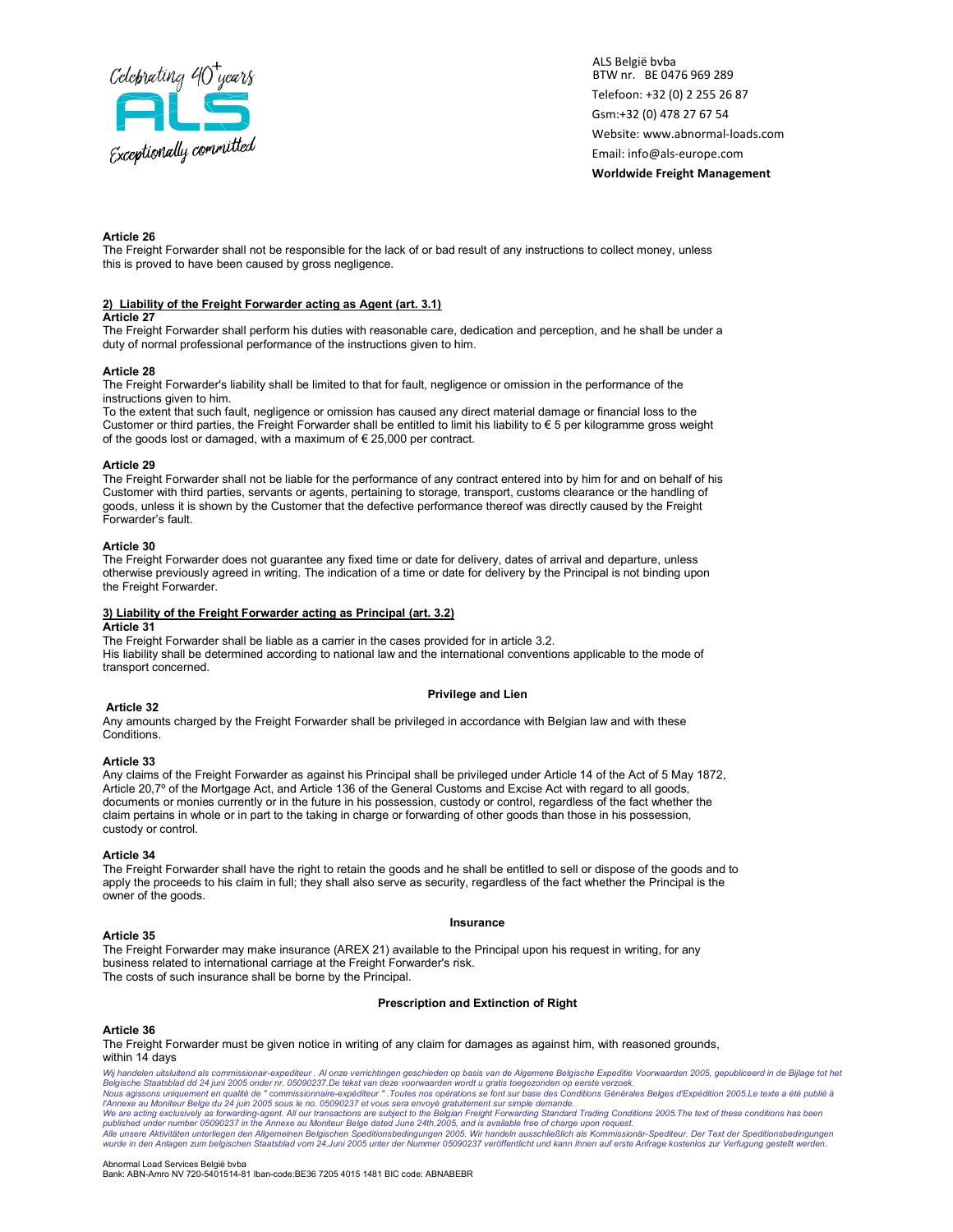**Article 26**

The Freight Forwarder shall not be responsible for the lack of or bad result of any instructions to collect money, unless this is proved to have been caused by gross negligence.

**2) Liability of the Freight Forwarder acting as Agent (art. 3.1)**

**Article 27**

The Freight Forwarder shall perform his duties with reasonable care, dedication and perception, and he shall be under a duty of normal professional performance of the instructions given to him.

**Article 28**

The Freight Forwarder's liability shall be limited to that for fault, negligence or omission in the performance of the instructions given to him.

To the extent that such fault, negligence or omission has caused any direct material damage or financial loss to the Customer or third parties, the Freight Forwarder shall be entitled to limit his liability to € 5 per kilogramme gross weight of the goods lost or damaged, with a maximum of € 25,000 per contract.

**Article 29**

The Freight Forwarder shall not be liable for the performance of any contract entered into by him for and on behalf of his Customer with third parties, servants or agents, pertaining to storage, transport, customs clearance or the handling of goods, unless it is shown by the Customer that the defective performance thereof was directly caused by the Freight Forwarder's fault.

**Article 30**

The Freight Forwarder does not guarantee any fixed time or date for delivery, dates of arrival and departure, unless otherwise previously agreed in writing. The indication of a time or date for delivery by the Principal is not binding upon the Freight Forwarder.

**3) Liability of the Freight Forwarder acting as Principal (art. 3.2)**

**Article 31**

The Freight Forwarder shall be liable as a carrier in the cases provided for in article 3.2.

His liability shall be determined according to national law and the international conventions applicable to the mode of transport concerned.

**Privilege and Lien**

**Article 32**

Any amounts charged by the Freight Forwarder shall be privileged in accordance with Belgian law and with these Conditions.

**Article 33**

Any claims of the Freight Forwarder as against his Principal shall be privileged under Article 14 of the Act of 5 May 1872, Article 20,7º of the Mortgage Act, and Article 136 of the General Customs and Excise Act with regard to all goods, documents or monies currently or in the future in his possession, custody or control, regardless of the fact whether the claim pertains in whole or in part to the taking in charge or forwarding of other goods than those in his possession, custody or control.

**Article 34**

The Freight Forwarder shall have the right to retain the goods and he shall be entitled to sell or dispose of the goods and to apply the proceeds to his claim in full; they shall also serve as security, regardless of the fact whether the Principal is the owner of the goods.

**Insurance**

**Article 35**

The Freight Forwarder may make insurance (AREX 21) available to the Principal upon his request in writing, for any business related to international carriage at the Freight Forwarder's risk.

The costs of such insurance shall be borne by the Principal.

**Prescription and Extinction of Right**

**Article 36**

The Freight Forwarder must be given notice in writing of any claim for damages as against him, with reasoned grounds, within 14 days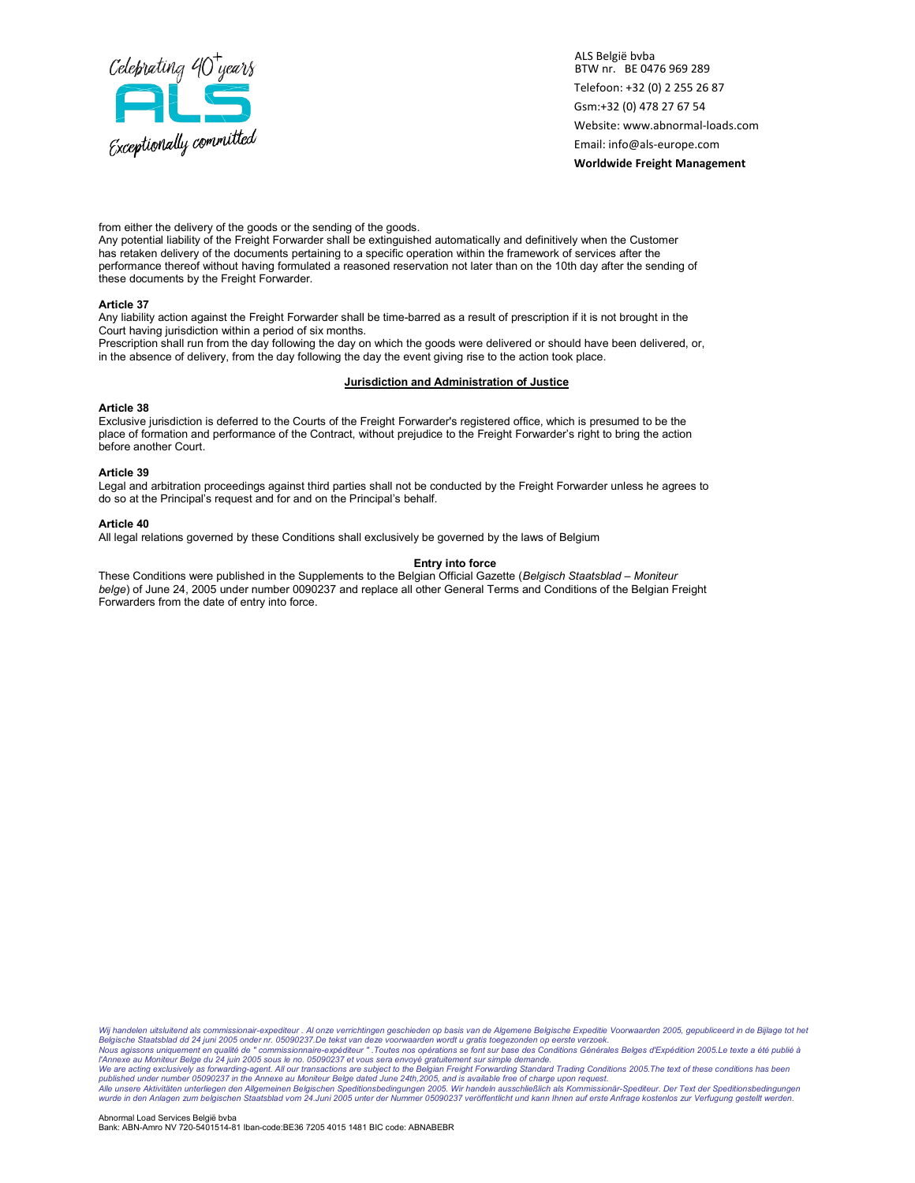from either the delivery of the goods or the sending of the goods.
Any potential liability of the Freight Forwarder shall be extinguished automatically and definitively when the Customer has retaken delivery of the documents pertaining to a specific operation within the framework of services after the performance thereof without having formulated a reasoned reservation not later than on the 10th day after the sending of these documents by the Freight Forwarder.

**Article 37**
Any liability action against the Freight Forwarder shall be time-barred as a result of prescription if it is not brought in the Court having jurisdiction within a period of six months.
Prescription shall run from the day following the day on which the goods were delivered or should have been delivered, or, in the absence of delivery, from the day following the day the event giving rise to the action took place.

## Jurisdiction and Administration of Justice

**Article 38**
Exclusive jurisdiction is deferred to the Courts of the Freight Forwarder's registered office, which is presumed to be the place of formation and performance of the Contract, without prejudice to the Freight Forwarder's right to bring the action before another Court.

**Article 39**
Legal and arbitration proceedings against third parties shall not be conducted by the Freight Forwarder unless he agrees to do so at the Principal's request and for and on the Principal's behalf.

**Article 40**
All legal relations governed by these Conditions shall exclusively be governed by the laws of Belgium

## Entry into force

These Conditions were published in the Supplements to the Belgian Official Gazette (*Belgisch Staatsblad – Moniteur belge*) of June 24, 2005 under number 0090237 and replace all other General Terms and Conditions of the Belgian Freight Forwarders from the date of entry into force.